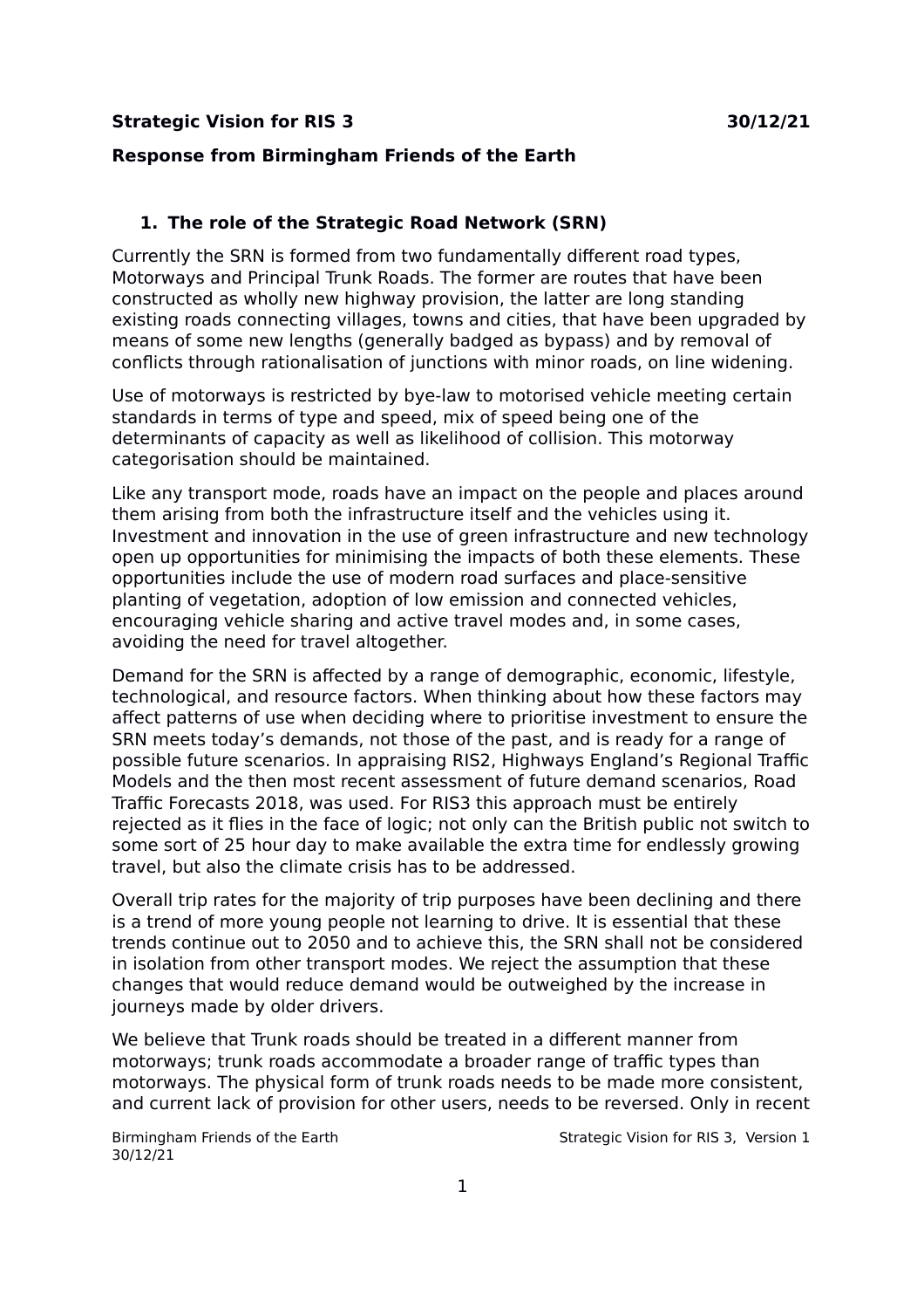**Strategic Vision for RIS 3** **30/12/21**

**Response from Birmingham Friends of the Earth**

## 1. The role of the Strategic Road Network (SRN)

Currently the SRN is formed from two fundamentally different road types, Motorways and Principal Trunk Roads. The former are routes that have been constructed as wholly new highway provision, the latter are long standing existing roads connecting villages, towns and cities, that have been upgraded by means of some new lengths (generally badged as bypass) and by removal of conflicts through rationalisation of junctions with minor roads, on line widening.

Use of motorways is restricted by bye-law to motorised vehicle meeting certain standards in terms of type and speed, mix of speed being one of the determinants of capacity as well as likelihood of collision. This motorway categorisation should be maintained.

Like any transport mode, roads have an impact on the people and places around them arising from both the infrastructure itself and the vehicles using it. Investment and innovation in the use of green infrastructure and new technology open up opportunities for minimising the impacts of both these elements. These opportunities include the use of modern road surfaces and place-sensitive planting of vegetation, adoption of low emission and connected vehicles, encouraging vehicle sharing and active travel modes and, in some cases, avoiding the need for travel altogether.

Demand for the SRN is affected by a range of demographic, economic, lifestyle, technological, and resource factors. When thinking about how these factors may affect patterns of use when deciding where to prioritise investment to ensure the SRN meets today's demands, not those of the past, and is ready for a range of possible future scenarios. In appraising RIS2, Highways England's Regional Traffic Models and the then most recent assessment of future demand scenarios, Road Traffic Forecasts 2018, was used. For RIS3 this approach must be entirely rejected as it flies in the face of logic; not only can the British public not switch to some sort of 25 hour day to make available the extra time for endlessly growing travel, but also the climate crisis has to be addressed.

Overall trip rates for the majority of trip purposes have been declining and there is a trend of more young people not learning to drive. It is essential that these trends continue out to 2050 and to achieve this, the SRN shall not be considered in isolation from other transport modes. We reject the assumption that these changes that would reduce demand would be outweighed by the increase in journeys made by older drivers.

We believe that Trunk roads should be treated in a different manner from motorways; trunk roads accommodate a broader range of traffic types than motorways. The physical form of trunk roads needs to be made more consistent, and current lack of provision for other users, needs to be reversed. Only in recent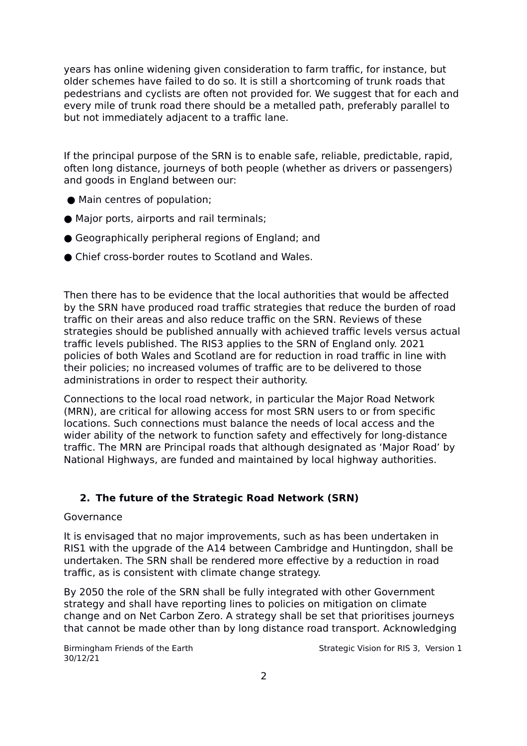years has online widening given consideration to farm traffic, for instance, but older schemes have failed to do so. It is still a shortcoming of trunk roads that pedestrians and cyclists are often not provided for. We suggest that for each and every mile of trunk road there should be a metalled path, preferably parallel to but not immediately adjacent to a traffic lane.

If the principal purpose of the SRN is to enable safe, reliable, predictable, rapid, often long distance, journeys of both people (whether as drivers or passengers) and goods in England between our:

- Main centres of population;
- Major ports, airports and rail terminals;
- Geographically peripheral regions of England; and
- Chief cross-border routes to Scotland and Wales.

Then there has to be evidence that the local authorities that would be affected by the SRN have produced road traffic strategies that reduce the burden of road traffic on their areas and also reduce traffic on the SRN. Reviews of these strategies should be published annually with achieved traffic levels versus actual traffic levels published. The RIS3 applies to the SRN of England only. 2021 policies of both Wales and Scotland are for reduction in road traffic in line with their policies; no increased volumes of traffic are to be delivered to those administrations in order to respect their authority.

Connections to the local road network, in particular the Major Road Network (MRN), are critical for allowing access for most SRN users to or from specific locations. Such connections must balance the needs of local access and the wider ability of the network to function safety and effectively for long-distance traffic. The MRN are Principal roads that although designated as 'Major Road' by National Highways, are funded and maintained by local highway authorities.

## 2. The future of the Strategic Road Network (SRN)

Governance

It is envisaged that no major improvements, such as has been undertaken in RIS1 with the upgrade of the A14 between Cambridge and Huntingdon, shall be undertaken. The SRN shall be rendered more effective by a reduction in road traffic, as is consistent with climate change strategy.

By 2050 the role of the SRN shall be fully integrated with other Government strategy and shall have reporting lines to policies on mitigation on climate change and on Net Carbon Zero. A strategy shall be set that prioritises journeys that cannot be made other than by long distance road transport. Acknowledging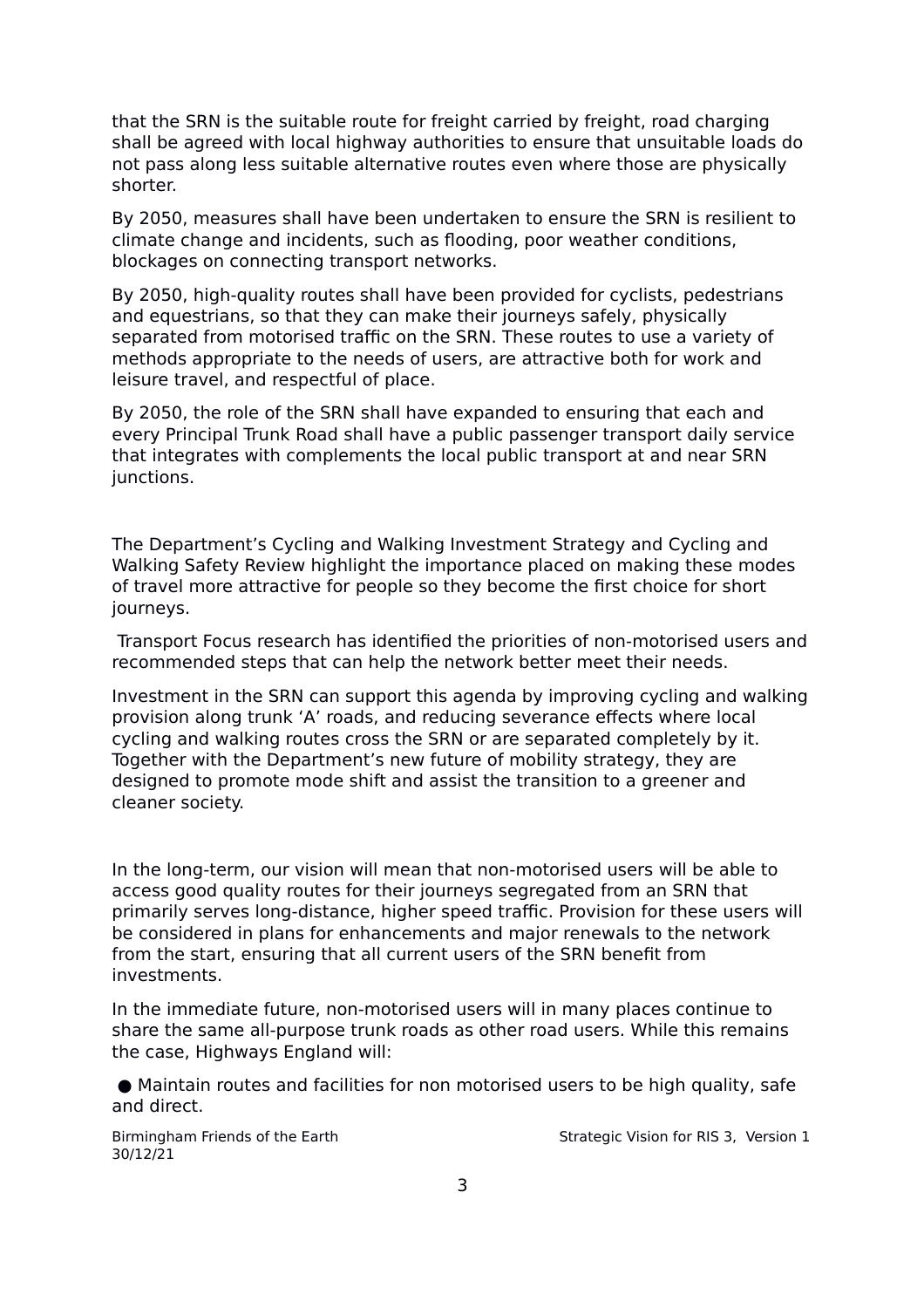that the SRN is the suitable route for freight carried by freight, road charging shall be agreed with local highway authorities to ensure that unsuitable loads do not pass along less suitable alternative routes even where those are physically shorter.

By 2050, measures shall have been undertaken to ensure the SRN is resilient to climate change and incidents, such as flooding, poor weather conditions, blockages on connecting transport networks.

By 2050, high-quality routes shall have been provided for cyclists, pedestrians and equestrians, so that they can make their journeys safely, physically separated from motorised traffic on the SRN. These routes to use a variety of methods appropriate to the needs of users, are attractive both for work and leisure travel, and respectful of place.

By 2050, the role of the SRN shall have expanded to ensuring that each and every Principal Trunk Road shall have a public passenger transport daily service that integrates with complements the local public transport at and near SRN junctions.

The Department's Cycling and Walking Investment Strategy and Cycling and Walking Safety Review highlight the importance placed on making these modes of travel more attractive for people so they become the first choice for short journeys.

Transport Focus research has identified the priorities of non-motorised users and recommended steps that can help the network better meet their needs.

Investment in the SRN can support this agenda by improving cycling and walking provision along trunk 'A' roads, and reducing severance effects where local cycling and walking routes cross the SRN or are separated completely by it. Together with the Department's new future of mobility strategy, they are designed to promote mode shift and assist the transition to a greener and cleaner society.

In the long-term, our vision will mean that non-motorised users will be able to access good quality routes for their journeys segregated from an SRN that primarily serves long-distance, higher speed traffic. Provision for these users will be considered in plans for enhancements and major renewals to the network from the start, ensuring that all current users of the SRN benefit from investments.

In the immediate future, non-motorised users will in many places continue to share the same all-purpose trunk roads as other road users. While this remains the case, Highways England will:

- Maintain routes and facilities for non motorised users to be high quality, safe and direct.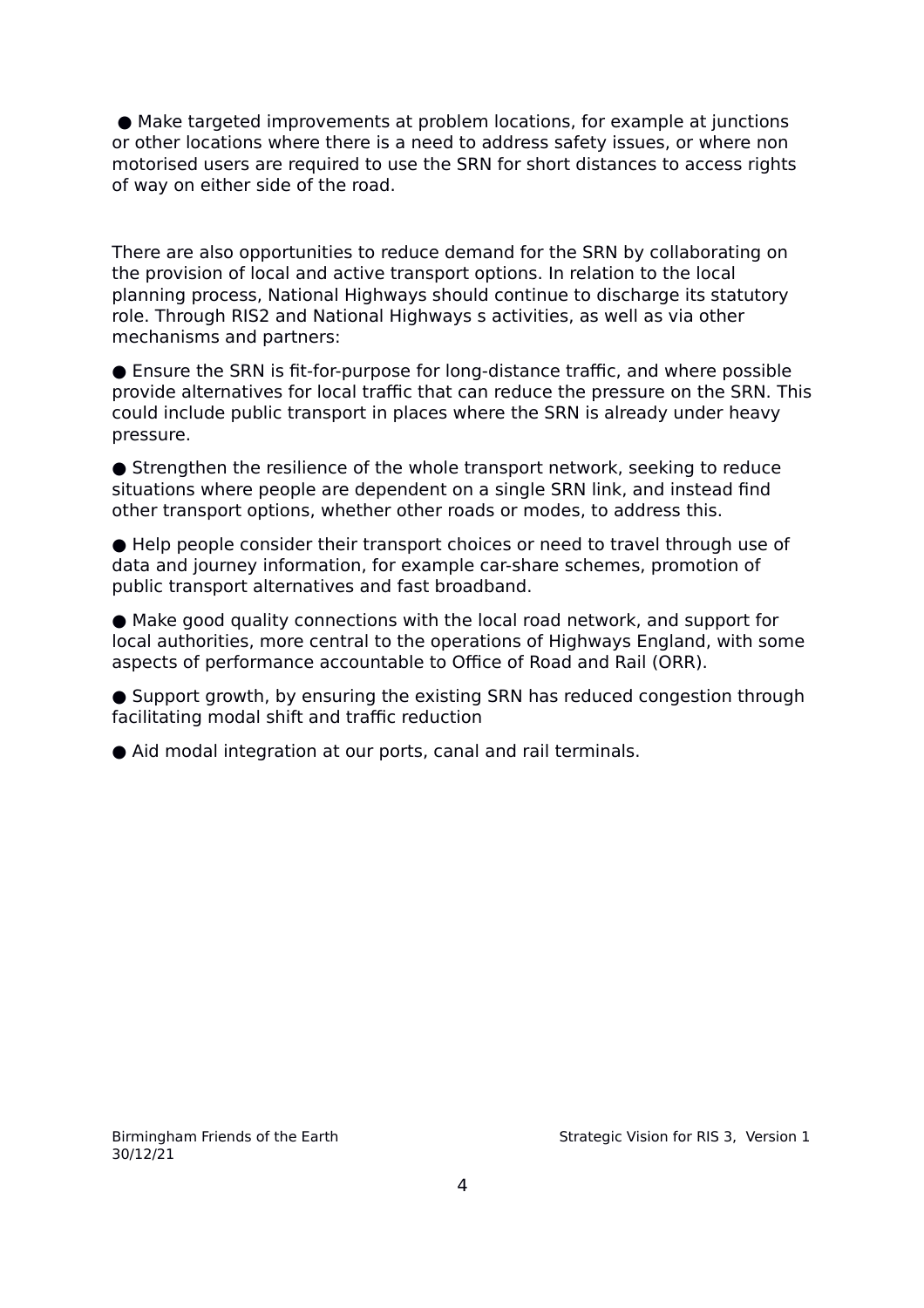- Make targeted improvements at problem locations, for example at junctions or other locations where there is a need to address safety issues, or where non motorised users are required to use the SRN for short distances to access rights of way on either side of the road.

There are also opportunities to reduce demand for the SRN by collaborating on the provision of local and active transport options. In relation to the local planning process, National Highways should continue to discharge its statutory role. Through RIS2 and National Highways s activities, as well as via other mechanisms and partners:

- Ensure the SRN is fit-for-purpose for long-distance traffic, and where possible provide alternatives for local traffic that can reduce the pressure on the SRN. This could include public transport in places where the SRN is already under heavy pressure.
- Strengthen the resilience of the whole transport network, seeking to reduce situations where people are dependent on a single SRN link, and instead find other transport options, whether other roads or modes, to address this.
- Help people consider their transport choices or need to travel through use of data and journey information, for example car-share schemes, promotion of public transport alternatives and fast broadband.
- Make good quality connections with the local road network, and support for local authorities, more central to the operations of Highways England, with some aspects of performance accountable to Office of Road and Rail (ORR).
- Support growth, by ensuring the existing SRN has reduced congestion through facilitating modal shift and traffic reduction
- Aid modal integration at our ports, canal and rail terminals.